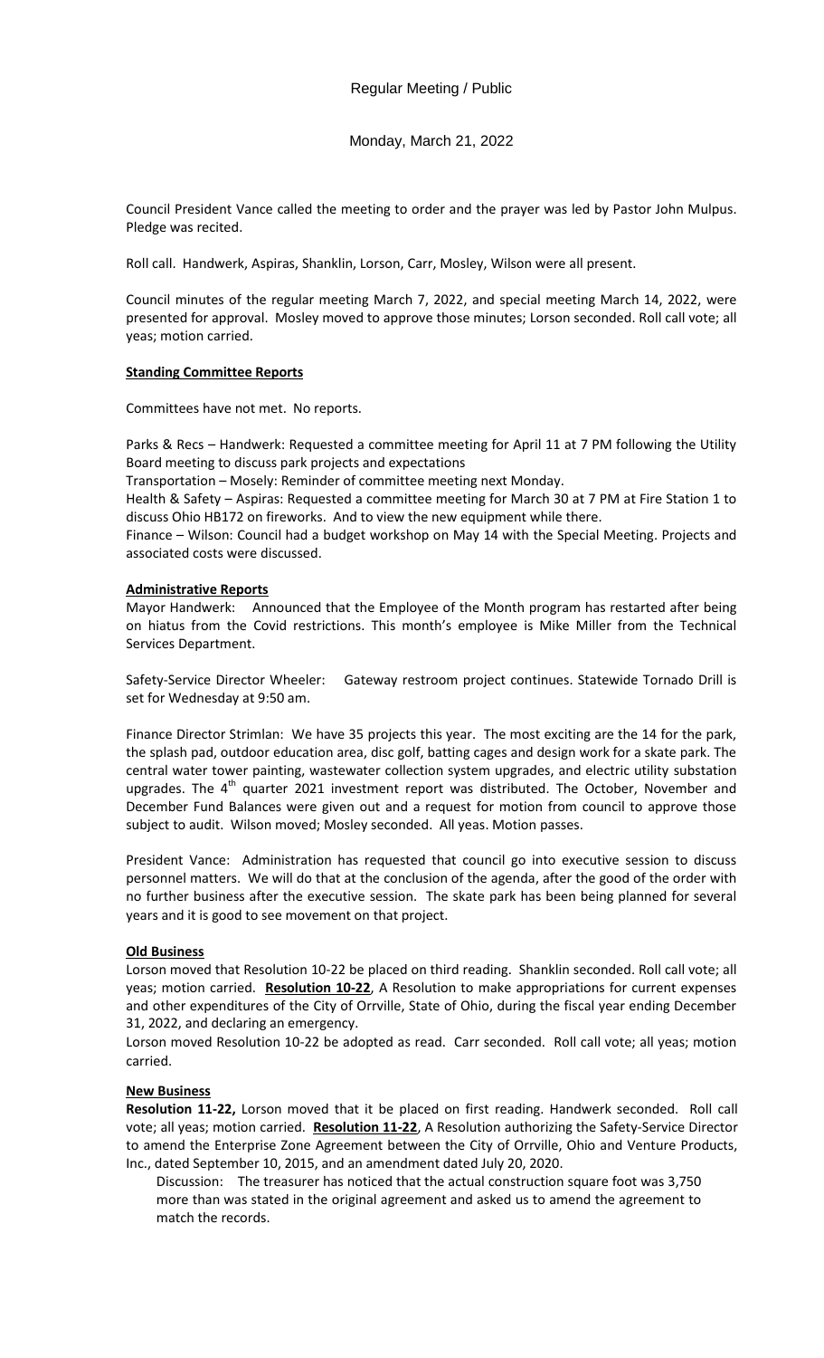Regular Meeting / Public

Monday, March 21, 2022

Council President Vance called the meeting to order and the prayer was led by Pastor John Mulpus. Pledge was recited.

Roll call. Handwerk, Aspiras, Shanklin, Lorson, Carr, Mosley, Wilson were all present.

Council minutes of the regular meeting March 7, 2022, and special meeting March 14, 2022, were presented for approval. Mosley moved to approve those minutes; Lorson seconded. Roll call vote; all yeas; motion carried.

**Standing Committee Reports**

Committees have not met. No reports.

Parks & Recs – Handwerk: Requested a committee meeting for April 11 at 7 PM following the Utility Board meeting to discuss park projects and expectations

Transportation – Mosely: Reminder of committee meeting next Monday.

Health & Safety – Aspiras: Requested a committee meeting for March 30 at 7 PM at Fire Station 1 to discuss Ohio HB172 on fireworks. And to view the new equipment while there.

Finance – Wilson: Council had a budget workshop on May 14 with the Special Meeting. Projects and associated costs were discussed.

**Administrative Reports**

Mayor Handwerk: Announced that the Employee of the Month program has restarted after being on hiatus from the Covid restrictions. This month's employee is Mike Miller from the Technical Services Department.

Safety-Service Director Wheeler: Gateway restroom project continues. Statewide Tornado Drill is set for Wednesday at 9:50 am.

Finance Director Strimlan: We have 35 projects this year. The most exciting are the 14 for the park, the splash pad, outdoor education area, disc golf, batting cages and design work for a skate park. The central water tower painting, wastewater collection system upgrades, and electric utility substation upgrades. The 4th quarter 2021 investment report was distributed. The October, November and December Fund Balances were given out and a request for motion from council to approve those subject to audit. Wilson moved; Mosley seconded. All yeas. Motion passes.

President Vance: Administration has requested that council go into executive session to discuss personnel matters. We will do that at the conclusion of the agenda, after the good of the order with no further business after the executive session. The skate park has been being planned for several years and it is good to see movement on that project.

**Old Business**

Lorson moved that Resolution 10-22 be placed on third reading. Shanklin seconded. Roll call vote; all yeas; motion carried. **Resolution 10-22**, A Resolution to make appropriations for current expenses and other expenditures of the City of Orrville, State of Ohio, during the fiscal year ending December 31, 2022, and declaring an emergency.

Lorson moved Resolution 10-22 be adopted as read. Carr seconded. Roll call vote; all yeas; motion carried.

**New Business**

**Resolution 11-22,** Lorson moved that it be placed on first reading. Handwerk seconded. Roll call vote; all yeas; motion carried. **Resolution 11-22**, A Resolution authorizing the Safety-Service Director to amend the Enterprise Zone Agreement between the City of Orrville, Ohio and Venture Products, Inc., dated September 10, 2015, and an amendment dated July 20, 2020.

Discussion: The treasurer has noticed that the actual construction square foot was 3,750 more than was stated in the original agreement and asked us to amend the agreement to match the records.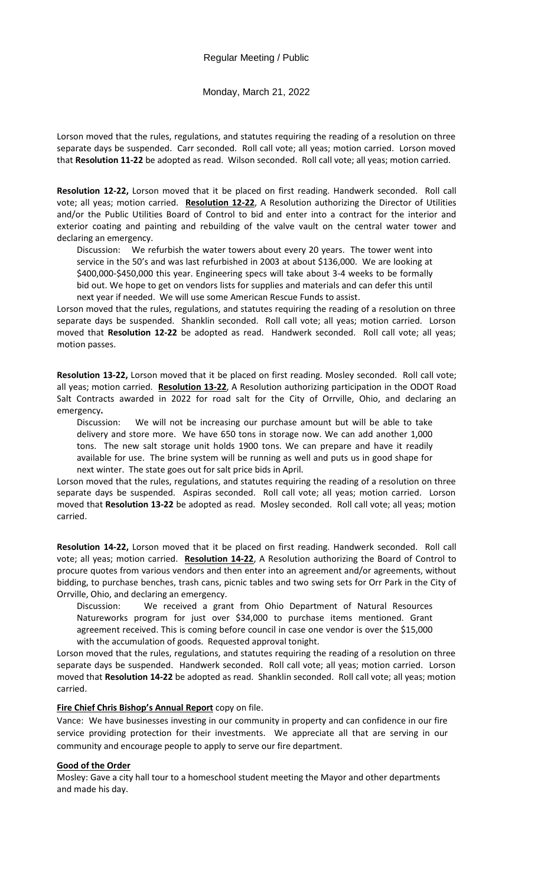Lorson moved that the rules, regulations, and statutes requiring the reading of a resolution on three separate days be suspended. Carr seconded. Roll call vote; all yeas; motion carried. Lorson moved that **Resolution 11-22** be adopted as read. Wilson seconded. Roll call vote; all yeas; motion carried.

**Resolution 12-22,** Lorson moved that it be placed on first reading. Handwerk seconded. Roll call vote; all yeas; motion carried. **Resolution 12-22**, A Resolution authorizing the Director of Utilities and/or the Public Utilities Board of Control to bid and enter into a contract for the interior and exterior coating and painting and rebuilding of the valve vault on the central water tower and declaring an emergency.

Discussion: We refurbish the water towers about every 20 years. The tower went into service in the 50's and was last refurbished in 2003 at about \$136,000. We are looking at \$400,000-\$450,000 this year. Engineering specs will take about 3-4 weeks to be formally bid out. We hope to get on vendors lists for supplies and materials and can defer this until next year if needed. We will use some American Rescue Funds to assist.

Lorson moved that the rules, regulations, and statutes requiring the reading of a resolution on three separate days be suspended. Shanklin seconded. Roll call vote; all yeas; motion carried. Lorson moved that **Resolution 12-22** be adopted as read. Handwerk seconded. Roll call vote; all yeas; motion passes.

**Resolution 13-22,** Lorson moved that it be placed on first reading. Mosley seconded. Roll call vote; all yeas; motion carried. **Resolution 13-22**, A Resolution authorizing participation in the ODOT Road Salt Contracts awarded in 2022 for road salt for the City of Orrville, Ohio, and declaring an emergency**.**

Discussion: We will not be increasing our purchase amount but will be able to take delivery and store more. We have 650 tons in storage now. We can add another 1,000 tons. The new salt storage unit holds 1900 tons. We can prepare and have it readily available for use. The brine system will be running as well and puts us in good shape for next winter. The state goes out for salt price bids in April.

Lorson moved that the rules, regulations, and statutes requiring the reading of a resolution on three separate days be suspended. Aspiras seconded. Roll call vote; all yeas; motion carried. Lorson moved that **Resolution 13-22** be adopted as read. Mosley seconded. Roll call vote; all yeas; motion carried.

**Resolution 14-22,** Lorson moved that it be placed on first reading. Handwerk seconded. Roll call vote; all yeas; motion carried. **Resolution 14-22**, A Resolution authorizing the Board of Control to procure quotes from various vendors and then enter into an agreement and/or agreements, without bidding, to purchase benches, trash cans, picnic tables and two swing sets for Orr Park in the City of Orrville, Ohio, and declaring an emergency.

Discussion: We received a grant from Ohio Department of Natural Resources Natureworks program for just over \$34,000 to purchase items mentioned. Grant agreement received. This is coming before council in case one vendor is over the \$15,000 with the accumulation of goods. Requested approval tonight.

Lorson moved that the rules, regulations, and statutes requiring the reading of a resolution on three separate days be suspended. Handwerk seconded. Roll call vote; all yeas; motion carried. Lorson moved that **Resolution 14-22** be adopted as read. Shanklin seconded. Roll call vote; all yeas; motion carried.

**Fire Chief Chris Bishop's Annual Report** copy on file.

Vance: We have businesses investing in our community in property and can confidence in our fire service providing protection for their investments. We appreciate all that are serving in our community and encourage people to apply to serve our fire department.

**Good of the Order**

Mosley: Gave a city hall tour to a homeschool student meeting the Mayor and other departments and made his day.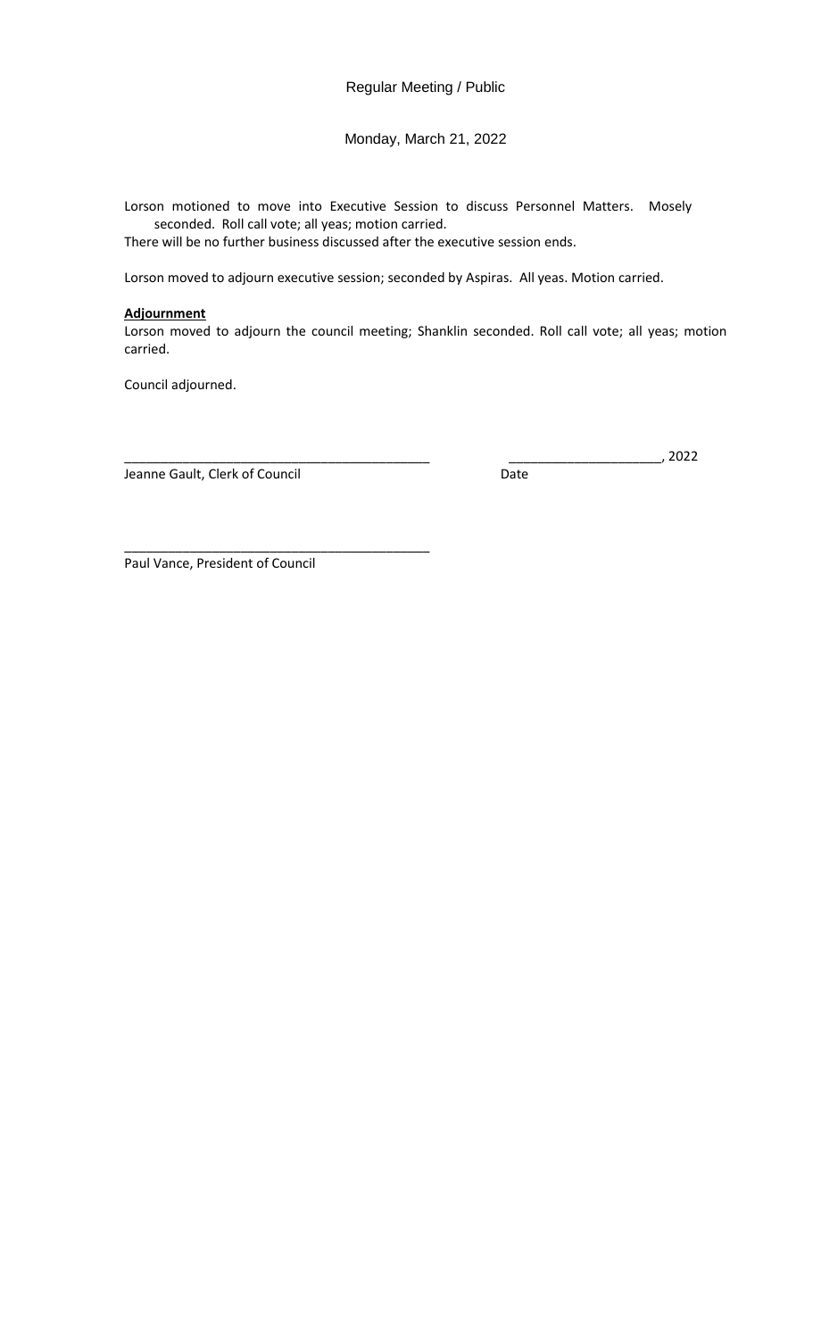Lorson motioned to move into Executive Session to discuss Personnel Matters. Mosely seconded. Roll call vote; all yeas; motion carried.
There will be no further business discussed after the executive session ends.

Lorson moved to adjourn executive session; seconded by Aspiras. All yeas. Motion carried.

**Adjournment**
Lorson moved to adjourn the council meeting; Shanklin seconded. Roll call vote; all yeas; motion carried.

Council adjourned.

___________________________________________ ____________________, 2022
Jeanne Gault, Clerk of Council Date

___________________________________________
Paul Vance, President of Council